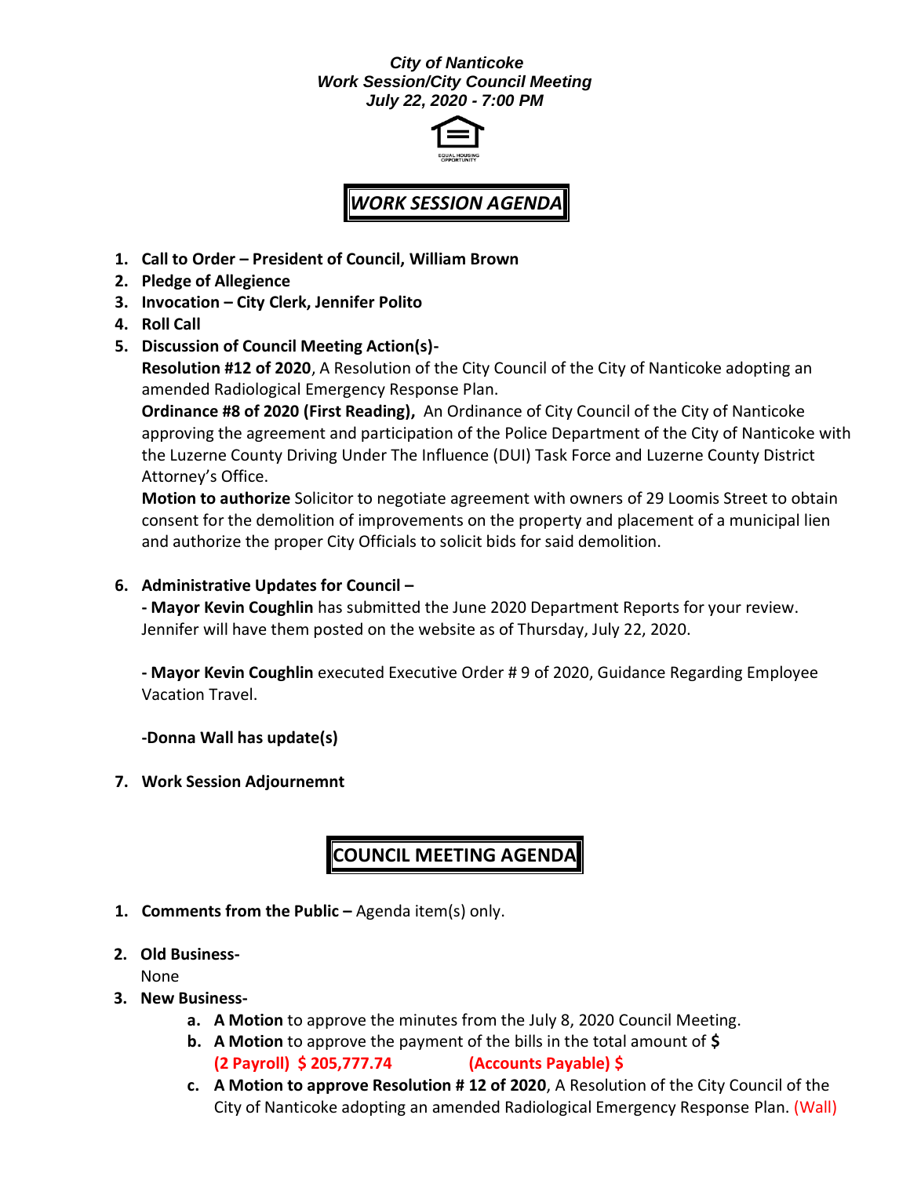***City of Nanticoke***
***Work Session/City Council Meeting***
***July 22, 2020 - 7:00 PM***

EQUAL HOUSING OPPORTUNITY

## *WORK SESSION AGENDA*

1. **Call to Order – President of Council, William Brown**
2. **Pledge of Allegience**
3. **Invocation – City Clerk, Jennifer Polito**
4. **Roll Call**
5. **Discussion of Council Meeting Action(s)-**

   **Resolution #12 of 2020**, A Resolution of the City Council of the City of Nanticoke adopting an amended Radiological Emergency Response Plan.

   **Ordinance #8 of 2020 (First Reading),** An Ordinance of City Council of the City of Nanticoke approving the agreement and participation of the Police Department of the City of Nanticoke with the Luzerne County Driving Under The Influence (DUI) Task Force and Luzerne County District Attorney's Office.

   **Motion to authorize** Solicitor to negotiate agreement with owners of 29 Loomis Street to obtain consent for the demolition of improvements on the property and placement of a municipal lien and authorize the proper City Officials to solicit bids for said demolition.

6. **Administrative Updates for Council –**

   **- Mayor Kevin Coughlin** has submitted the June 2020 Department Reports for your review. Jennifer will have them posted on the website as of Thursday, July 22, 2020.

   **- Mayor Kevin Coughlin** executed Executive Order # 9 of 2020, Guidance Regarding Employee Vacation Travel.

   **-Donna Wall has update(s)**

7. **Work Session Adjournemnt**

## COUNCIL MEETING AGENDA

1. **Comments from the Public –** Agenda item(s) only.

2. **Old Business-**

   None

3. **New Business-**
   a. **A Motion** to approve the minutes from the July 8, 2020 Council Meeting.
   b. **A Motion** to approve the payment of the bills in the total amount of **$**
      **(2 Payroll) $ 205,777.74 (Accounts Payable) $**
   c. **A Motion to approve Resolution # 12 of 2020**, A Resolution of the City Council of the City of Nanticoke adopting an amended Radiological Emergency Response Plan. (Wall)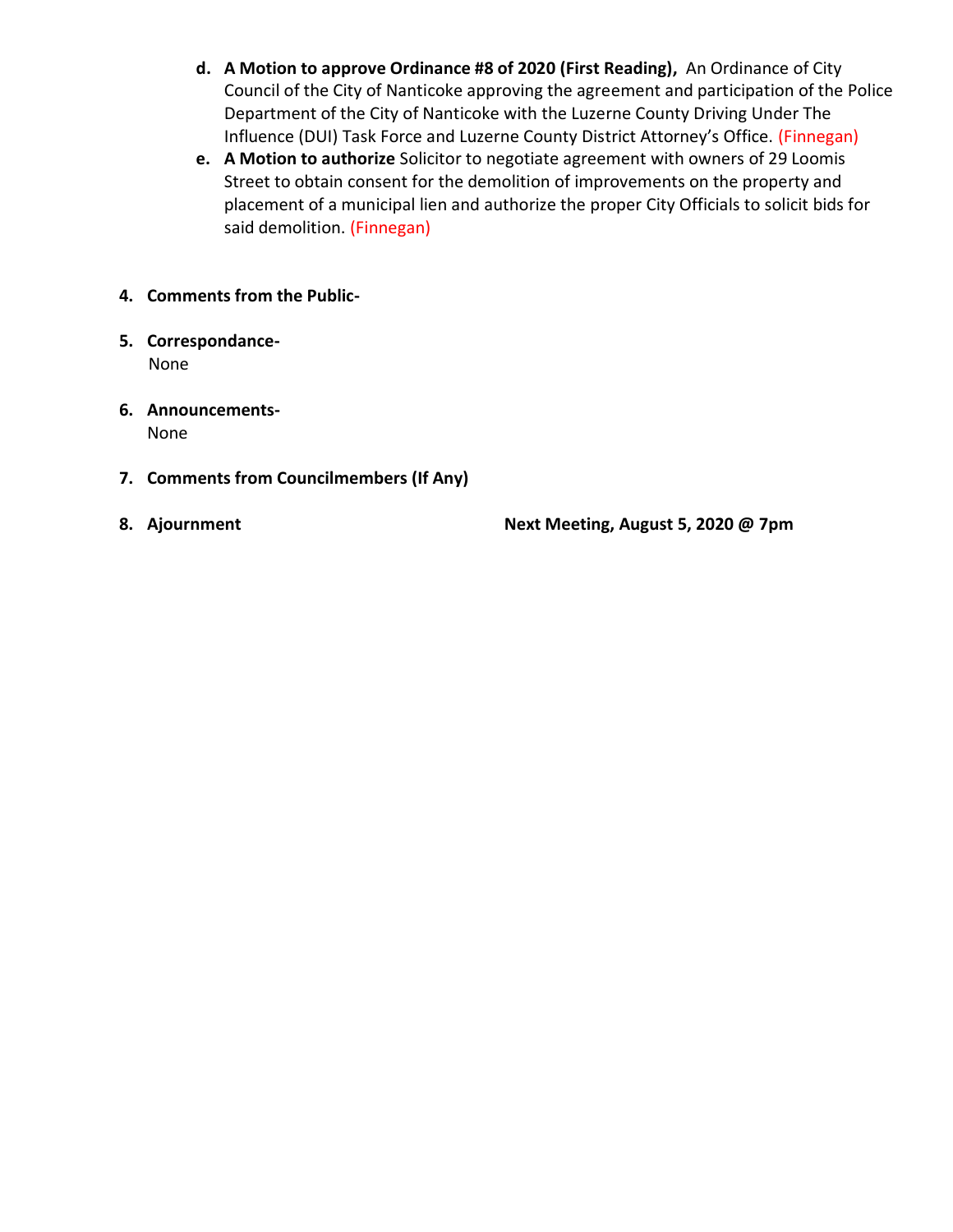d. **A Motion to approve Ordinance #8 of 2020 (First Reading),** An Ordinance of City Council of the City of Nanticoke approving the agreement and participation of the Police Department of the City of Nanticoke with the Luzerne County Driving Under The Influence (DUI) Task Force and Luzerne County District Attorney's Office. (Finnegan)

e. **A Motion to authorize** Solicitor to negotiate agreement with owners of 29 Loomis Street to obtain consent for the demolition of improvements on the property and placement of a municipal lien and authorize the proper City Officials to solicit bids for said demolition. (Finnegan)

4. **Comments from the Public-**

5. **Correspondance-**
   None

6. **Announcements-**
   None

7. **Comments from Councilmembers (If Any)**

8. **Ajournment** **Next Meeting, August 5, 2020 @ 7pm**